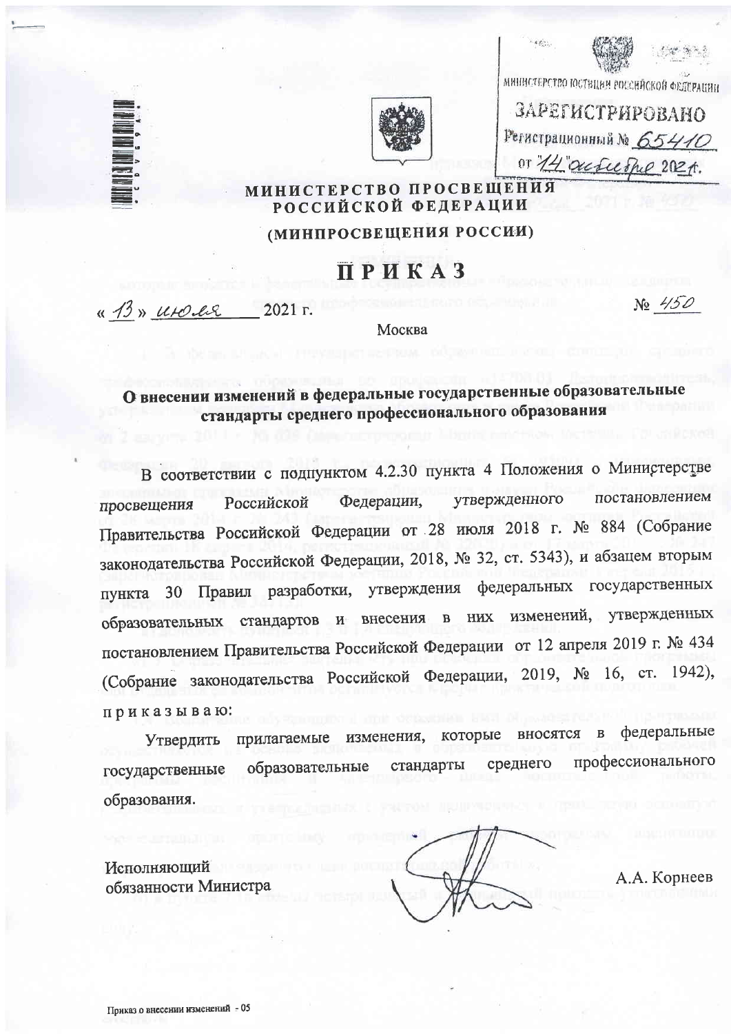МИНИСТЕРСТВО ЮСТИЦИИ РОССИЙСКОЙ ФЕДЕРАЦИИ

ЗАРЕГИСТРИРОВАНО

Регистрационный № 65410

от "14" октября 2021 г.

# МИНИСТЕРСТВО ПРОСВЕЩЕНИЯ РОССИЙСКОЙ ФЕДЕРАЦИИ

## (МИНПРОСВЕЩЕНИЯ РОССИИ)

# ПРИКАЗ

«13» июля 2021 г. № 450

Москва

### О внесении изменений в федеральные государственные образовательные стандарты среднего профессионального образования

В соответствии с подпунктом 4.2.30 пункта 4 Положения о Министерстве просвещения Российской Федерации, утвержденного постановлением Правительства Российской Федерации от 28 июля 2018 г. № 884 (Собрание законодательства Российской Федерации, 2018, № 32, ст. 5343), и абзацем вторым пункта 30 Правил разработки, утверждения федеральных государственных образовательных стандартов и внесения в них изменений, утвержденных постановлением Правительства Российской Федерации от 12 апреля 2019 г. № 434 (Собрание законодательства Российской Федерации, 2019, № 16, ст. 1942), приказываю:

Утвердить прилагаемые изменения, которые вносятся в федеральные государственные образовательные стандарты среднего профессионального образования.

Исполняющий обязанности Министра — А.А. Корнеев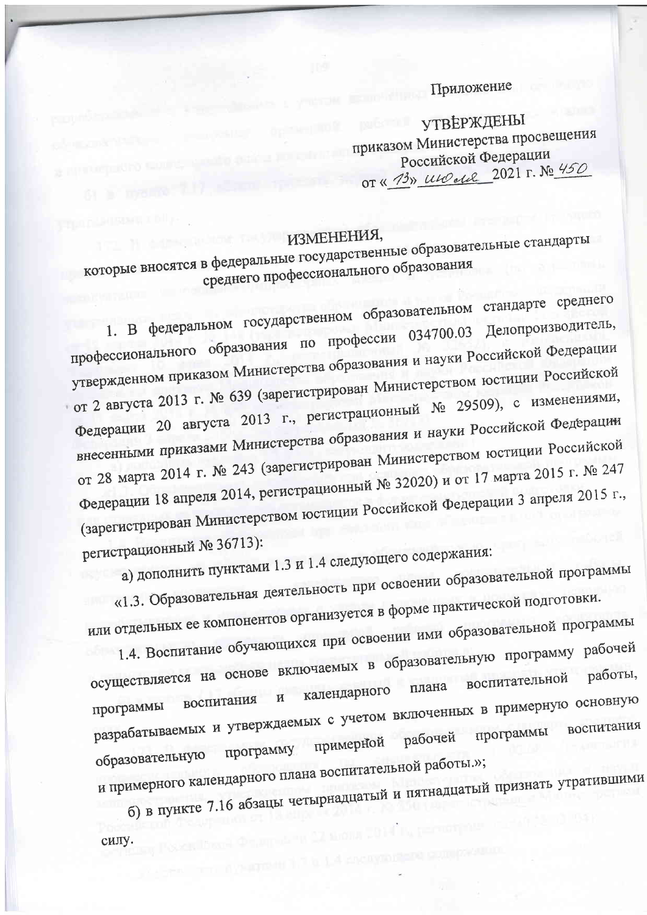Приложение

УТВЕРЖДЕНЫ
приказом Министерства просвещения
Российской Федерации
от «13» июля 2021 г. № 450

## ИЗМЕНЕНИЯ,
## которые вносятся в федеральные государственные образовательные стандарты среднего профессионального образования

1. В федеральном государственном образовательном стандарте среднего профессионального образования по профессии 034700.03 Делопроизводитель, утвержденном приказом Министерства образования и науки Российской Федерации от 2 августа 2013 г. № 639 (зарегистрирован Министерством юстиции Российской Федерации 20 августа 2013 г., регистрационный № 29509), с изменениями, внесенными приказами Министерства образования и науки Российской Федерации от 28 марта 2014 г. № 243 (зарегистрирован Министерством юстиции Российской Федерации 18 апреля 2014, регистрационный № 32020) и от 17 марта 2015 г. № 247 (зарегистрирован Министерством юстиции Российской Федерации 3 апреля 2015 г., регистрационный № 36713):

а) дополнить пунктами 1.3 и 1.4 следующего содержания:

«1.3. Образовательная деятельность при освоении образовательной программы или отдельных ее компонентов организуется в форме практической подготовки.

1.4. Воспитание обучающихся при освоении ими образовательной программы осуществляется на основе включаемых в образовательную программу рабочей программы воспитания и календарного плана воспитательной работы, разрабатываемых и утверждаемых с учетом включенных в примерную основную образовательную программу примерной рабочей программы воспитания и примерного календарного плана воспитательной работы.»;

б) в пункте 7.16 абзацы четырнадцатый и пятнадцатый признать утратившими силу.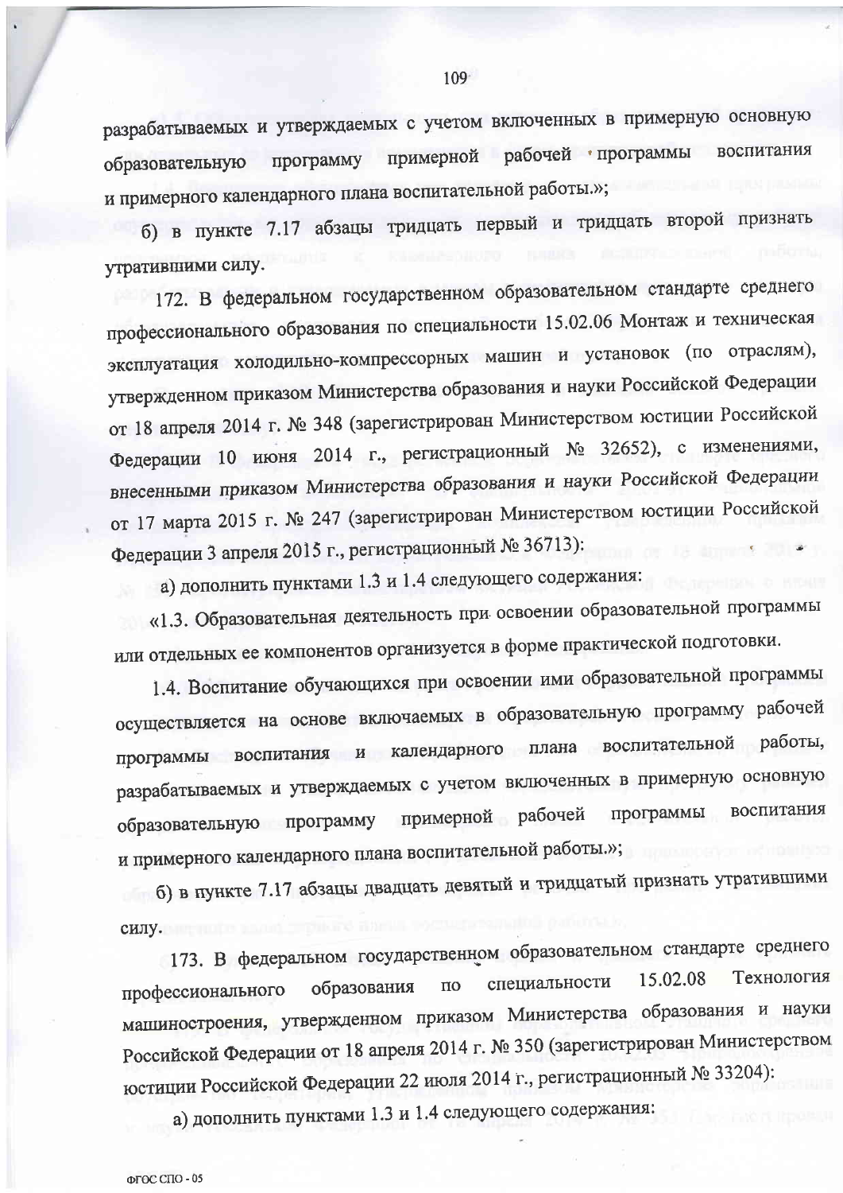разрабатываемых и утверждаемых с учетом включенных в примерную основную образовательную программу примерной рабочей программы воспитания и примерного календарного плана воспитательной работы.»;

б) в пункте 7.17 абзацы тридцать первый и тридцать второй признать утратившими силу.

172. В федеральном государственном образовательном стандарте среднего профессионального образования по специальности 15.02.06 Монтаж и техническая эксплуатация холодильно-компрессорных машин и установок (по отраслям), утвержденном приказом Министерства образования и науки Российской Федерации от 18 апреля 2014 г. № 348 (зарегистрирован Министерством юстиции Российской Федерации 10 июня 2014 г., регистрационный № 32652), с изменениями, внесенными приказом Министерства образования и науки Российской Федерации от 17 марта 2015 г. № 247 (зарегистрирован Министерством юстиции Российской Федерации 3 апреля 2015 г., регистрационный № 36713):

а) дополнить пунктами 1.3 и 1.4 следующего содержания:

«1.3. Образовательная деятельность при освоении образовательной программы или отдельных ее компонентов организуется в форме практической подготовки.

1.4. Воспитание обучающихся при освоении ими образовательной программы осуществляется на основе включаемых в образовательную программу рабочей программы воспитания и календарного плана воспитательной работы, разрабатываемых и утверждаемых с учетом включенных в примерную основную образовательную программу примерной рабочей программы воспитания и примерного календарного плана воспитательной работы.»;

б) в пункте 7.17 абзацы двадцать девятый и тридцатый признать утратившими силу.

173. В федеральном государственном образовательном стандарте среднего профессионального образования по специальности 15.02.08 Технология машиностроения, утвержденном приказом Министерства образования и науки Российской Федерации от 18 апреля 2014 г. № 350 (зарегистрирован Министерством юстиции Российской Федерации 22 июля 2014 г., регистрационный № 33204):

а) дополнить пунктами 1.3 и 1.4 следующего содержания: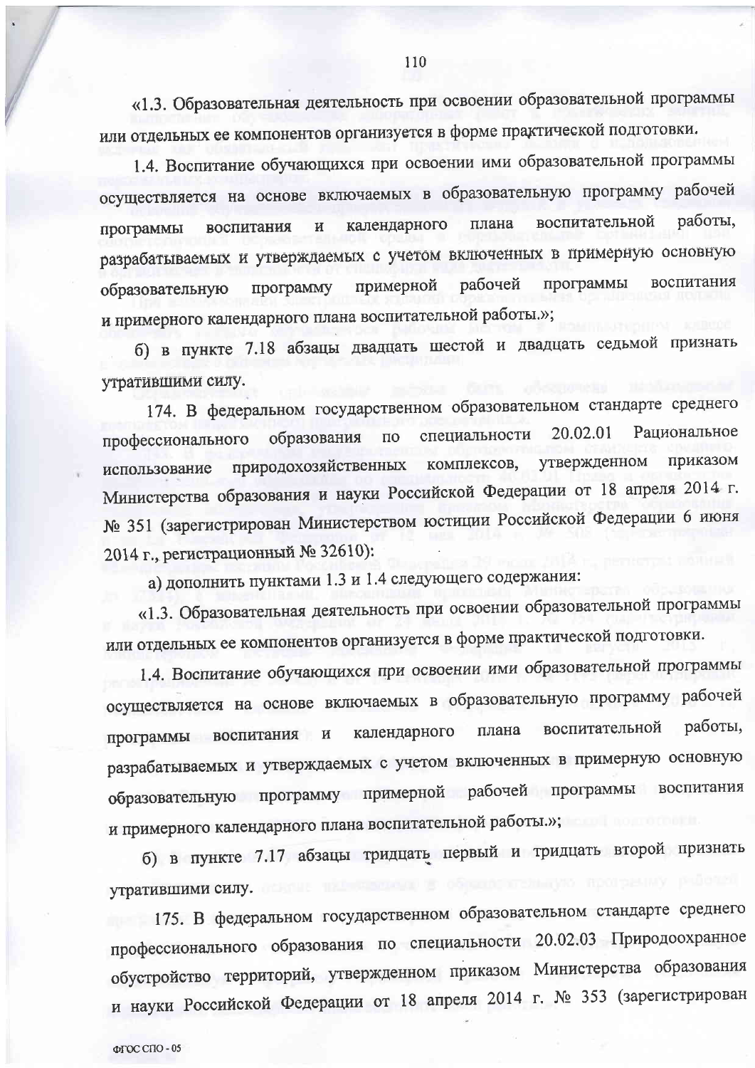«1.3. Образовательная деятельность при освоении образовательной программы или отдельных ее компонентов организуется в форме практической подготовки.

1.4. Воспитание обучающихся при освоении ими образовательной программы осуществляется на основе включаемых в образовательную программу рабочей программы воспитания и календарного плана воспитательной работы, разрабатываемых и утверждаемых с учетом включенных в примерную основную образовательную программу примерной рабочей программы воспитания и примерного календарного плана воспитательной работы.»;

б) в пункте 7.18 абзацы двадцать шестой и двадцать седьмой признать утратившими силу.

174. В федеральном государственном образовательном стандарте среднего профессионального образования по специальности 20.02.01 Рациональное использование природохозяйственных комплексов, утвержденном приказом Министерства образования и науки Российской Федерации от 18 апреля 2014 г. № 351 (зарегистрирован Министерством юстиции Российской Федерации 6 июня 2014 г., регистрационный № 32610):

а) дополнить пунктами 1.3 и 1.4 следующего содержания:

«1.3. Образовательная деятельность при освоении образовательной программы или отдельных ее компонентов организуется в форме практической подготовки.

1.4. Воспитание обучающихся при освоении ими образовательной программы осуществляется на основе включаемых в образовательную программу рабочей программы воспитания и календарного плана воспитательной работы, разрабатываемых и утверждаемых с учетом включенных в примерную основную образовательную программу примерной рабочей программы воспитания и примерного календарного плана воспитательной работы.»;

б) в пункте 7.17 абзацы тридцать первый и тридцать второй признать утратившими силу.

175. В федеральном государственном образовательном стандарте среднего профессионального образования по специальности 20.02.03 Природоохранное обустройство территорий, утвержденном приказом Министерства образования и науки Российской Федерации от 18 апреля 2014 г. № 353 (зарегистрирован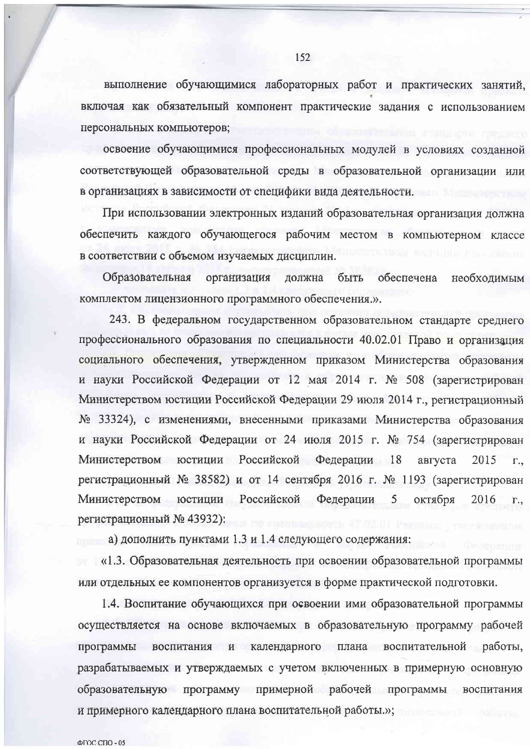выполнение обучающимися лабораторных работ и практических занятий, включая как обязательный компонент практические задания с использованием персональных компьютеров;

освоение обучающимися профессиональных модулей в условиях созданной соответствующей образовательной среды в образовательной организации или в организациях в зависимости от специфики вида деятельности.

При использовании электронных изданий образовательная организация должна обеспечить каждого обучающегося рабочим местом в компьютерном классе в соответствии с объемом изучаемых дисциплин.

Образовательная организация должна быть обеспечена необходимым комплектом лицензионного программного обеспечения.».

243. В федеральном государственном образовательном стандарте среднего профессионального образования по специальности 40.02.01 Право и организация социального обеспечения, утвержденном приказом Министерства образования и науки Российской Федерации от 12 мая 2014 г. № 508 (зарегистрирован Министерством юстиции Российской Федерации 29 июля 2014 г., регистрационный № 33324), с изменениями, внесенными приказами Министерства образования и науки Российской Федерации от 24 июля 2015 г. № 754 (зарегистрирован Министерством юстиции Российской Федерации 18 августа 2015 г., регистрационный № 38582) и от 14 сентября 2016 г. № 1193 (зарегистрирован Министерством юстиции Российской Федерации 5 октября 2016 г., регистрационный № 43932):

а) дополнить пунктами 1.3 и 1.4 следующего содержания:

«1.3. Образовательная деятельность при освоении образовательной программы или отдельных ее компонентов организуется в форме практической подготовки.

1.4. Воспитание обучающихся при освоении ими образовательной программы осуществляется на основе включаемых в образовательную программу рабочей программы воспитания и календарного плана воспитательной работы, разрабатываемых и утверждаемых с учетом включенных в примерную основную образовательную программу примерной рабочей программы воспитания и примерного календарного плана воспитательной работы.»;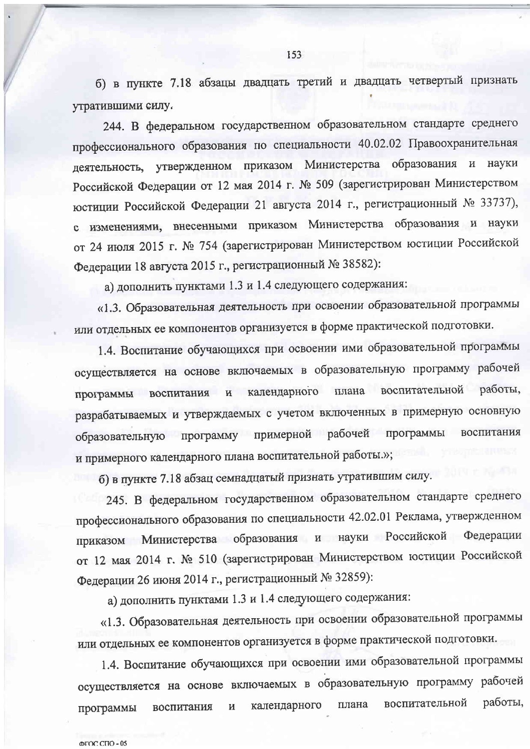б) в пункте 7.18 абзацы двадцать третий и двадцать четвертый признать утратившими силу.

244. В федеральном государственном образовательном стандарте среднего профессионального образования по специальности 40.02.02 Правоохранительная деятельность, утвержденном приказом Министерства образования и науки Российской Федерации от 12 мая 2014 г. № 509 (зарегистрирован Министерством юстиции Российской Федерации 21 августа 2014 г., регистрационный № 33737), с изменениями, внесенными приказом Министерства образования и науки от 24 июля 2015 г. № 754 (зарегистрирован Министерством юстиции Российской Федерации 18 августа 2015 г., регистрационный № 38582):

а) дополнить пунктами 1.3 и 1.4 следующего содержания:

«1.3. Образовательная деятельность при освоении образовательной программы или отдельных ее компонентов организуется в форме практической подготовки.

1.4. Воспитание обучающихся при освоении ими образовательной программы осуществляется на основе включаемых в образовательную программу рабочей программы воспитания и календарного плана воспитательной работы, разрабатываемых и утверждаемых с учетом включенных в примерную основную образовательную программу примерной рабочей программы воспитания и примерного календарного плана воспитательной работы.»;

б) в пункте 7.18 абзац семнадцатый признать утратившим силу.

245. В федеральном государственном образовательном стандарте среднего профессионального образования по специальности 42.02.01 Реклама, утвержденном приказом Министерства образования и науки Российской Федерации от 12 мая 2014 г. № 510 (зарегистрирован Министерством юстиции Российской Федерации 26 июня 2014 г., регистрационный № 32859):

а) дополнить пунктами 1.3 и 1.4 следующего содержания:

«1.3. Образовательная деятельность при освоении образовательной программы или отдельных ее компонентов организуется в форме практической подготовки.

1.4. Воспитание обучающихся при освоении ими образовательной программы осуществляется на основе включаемых в образовательную программу рабочей программы воспитания и календарного плана воспитательной работы,